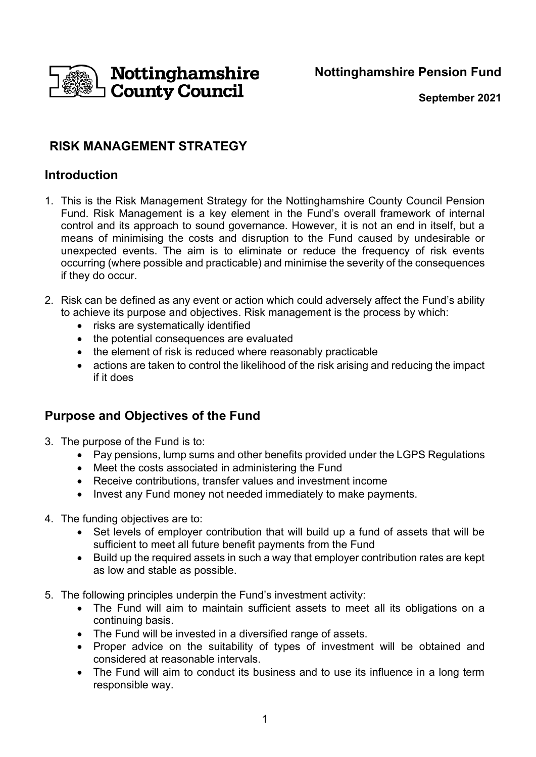**Nottinghamshire County Council**

**Nottinghamshire Pension Fund**

**September 2021**

# RISK MANAGEMENT STRATEGY

## Introduction

1. This is the Risk Management Strategy for the Nottinghamshire County Council Pension Fund. Risk Management is a key element in the Fund's overall framework of internal control and its approach to sound governance. However, it is not an end in itself, but a means of minimising the costs and disruption to the Fund caused by undesirable or unexpected events. The aim is to eliminate or reduce the frequency of risk events occurring (where possible and practicable) and minimise the severity of the consequences if they do occur.

2. Risk can be defined as any event or action which could adversely affect the Fund's ability to achieve its purpose and objectives. Risk management is the process by which:
   - risks are systematically identified
   - the potential consequences are evaluated
   - the element of risk is reduced where reasonably practicable
   - actions are taken to control the likelihood of the risk arising and reducing the impact if it does

## Purpose and Objectives of the Fund

3. The purpose of the Fund is to:
   - Pay pensions, lump sums and other benefits provided under the LGPS Regulations
   - Meet the costs associated in administering the Fund
   - Receive contributions, transfer values and investment income
   - Invest any Fund money not needed immediately to make payments.

4. The funding objectives are to:
   - Set levels of employer contribution that will build up a fund of assets that will be sufficient to meet all future benefit payments from the Fund
   - Build up the required assets in such a way that employer contribution rates are kept as low and stable as possible.

5. The following principles underpin the Fund's investment activity:
   - The Fund will aim to maintain sufficient assets to meet all its obligations on a continuing basis.
   - The Fund will be invested in a diversified range of assets.
   - Proper advice on the suitability of types of investment will be obtained and considered at reasonable intervals.
   - The Fund will aim to conduct its business and to use its influence in a long term responsible way.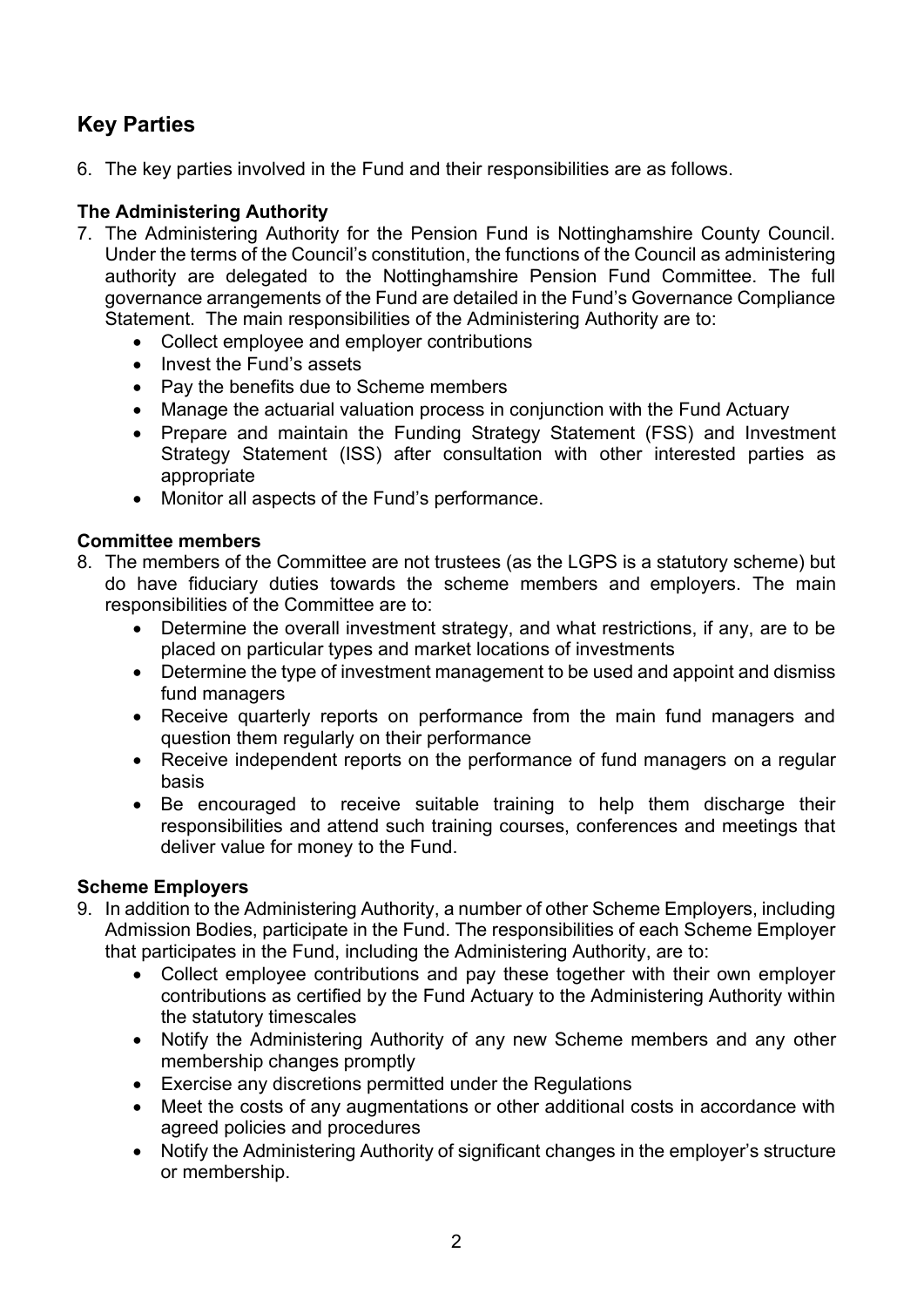## Key Parties

6. The key parties involved in the Fund and their responsibilities are as follows.

### The Administering Authority

7. The Administering Authority for the Pension Fund is Nottinghamshire County Council. Under the terms of the Council's constitution, the functions of the Council as administering authority are delegated to the Nottinghamshire Pension Fund Committee. The full governance arrangements of the Fund are detailed in the Fund's Governance Compliance Statement. The main responsibilities of the Administering Authority are to:
   - Collect employee and employer contributions
   - Invest the Fund's assets
   - Pay the benefits due to Scheme members
   - Manage the actuarial valuation process in conjunction with the Fund Actuary
   - Prepare and maintain the Funding Strategy Statement (FSS) and Investment Strategy Statement (ISS) after consultation with other interested parties as appropriate
   - Monitor all aspects of the Fund's performance.

### Committee members

8. The members of the Committee are not trustees (as the LGPS is a statutory scheme) but do have fiduciary duties towards the scheme members and employers. The main responsibilities of the Committee are to:
   - Determine the overall investment strategy, and what restrictions, if any, are to be placed on particular types and market locations of investments
   - Determine the type of investment management to be used and appoint and dismiss fund managers
   - Receive quarterly reports on performance from the main fund managers and question them regularly on their performance
   - Receive independent reports on the performance of fund managers on a regular basis
   - Be encouraged to receive suitable training to help them discharge their responsibilities and attend such training courses, conferences and meetings that deliver value for money to the Fund.

### Scheme Employers

9. In addition to the Administering Authority, a number of other Scheme Employers, including Admission Bodies, participate in the Fund. The responsibilities of each Scheme Employer that participates in the Fund, including the Administering Authority, are to:
   - Collect employee contributions and pay these together with their own employer contributions as certified by the Fund Actuary to the Administering Authority within the statutory timescales
   - Notify the Administering Authority of any new Scheme members and any other membership changes promptly
   - Exercise any discretions permitted under the Regulations
   - Meet the costs of any augmentations or other additional costs in accordance with agreed policies and procedures
   - Notify the Administering Authority of significant changes in the employer's structure or membership.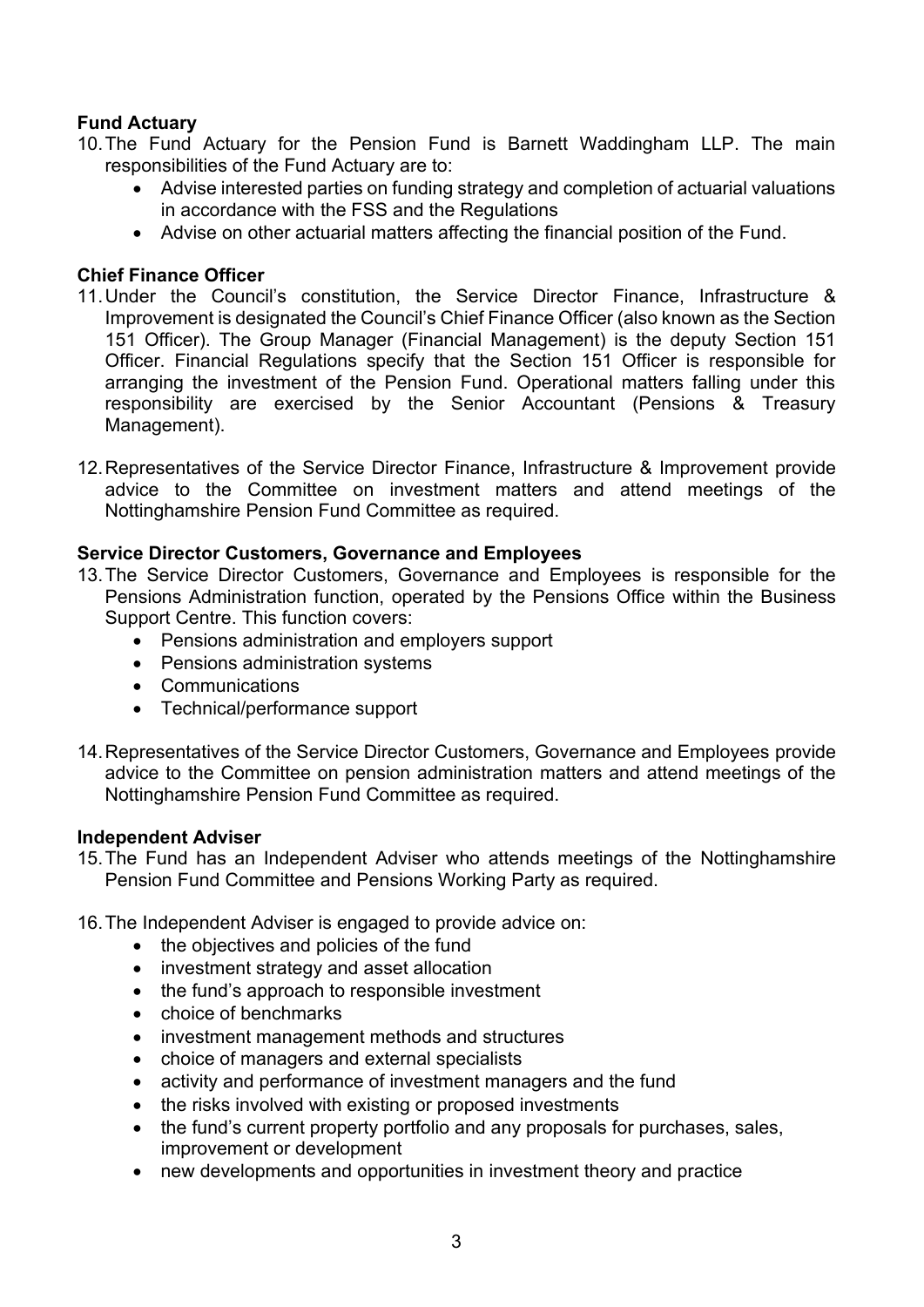**Fund Actuary**

10. The Fund Actuary for the Pension Fund is Barnett Waddingham LLP. The main responsibilities of the Fund Actuary are to:
    - Advise interested parties on funding strategy and completion of actuarial valuations in accordance with the FSS and the Regulations
    - Advise on other actuarial matters affecting the financial position of the Fund.

**Chief Finance Officer**

11. Under the Council's constitution, the Service Director Finance, Infrastructure & Improvement is designated the Council's Chief Finance Officer (also known as the Section 151 Officer). The Group Manager (Financial Management) is the deputy Section 151 Officer. Financial Regulations specify that the Section 151 Officer is responsible for arranging the investment of the Pension Fund. Operational matters falling under this responsibility are exercised by the Senior Accountant (Pensions & Treasury Management).

12. Representatives of the Service Director Finance, Infrastructure & Improvement provide advice to the Committee on investment matters and attend meetings of the Nottinghamshire Pension Fund Committee as required.

**Service Director Customers, Governance and Employees**

13. The Service Director Customers, Governance and Employees is responsible for the Pensions Administration function, operated by the Pensions Office within the Business Support Centre. This function covers:
    - Pensions administration and employers support
    - Pensions administration systems
    - Communications
    - Technical/performance support

14. Representatives of the Service Director Customers, Governance and Employees provide advice to the Committee on pension administration matters and attend meetings of the Nottinghamshire Pension Fund Committee as required.

**Independent Adviser**

15. The Fund has an Independent Adviser who attends meetings of the Nottinghamshire Pension Fund Committee and Pensions Working Party as required.

16. The Independent Adviser is engaged to provide advice on:
    - the objectives and policies of the fund
    - investment strategy and asset allocation
    - the fund's approach to responsible investment
    - choice of benchmarks
    - investment management methods and structures
    - choice of managers and external specialists
    - activity and performance of investment managers and the fund
    - the risks involved with existing or proposed investments
    - the fund's current property portfolio and any proposals for purchases, sales, improvement or development
    - new developments and opportunities in investment theory and practice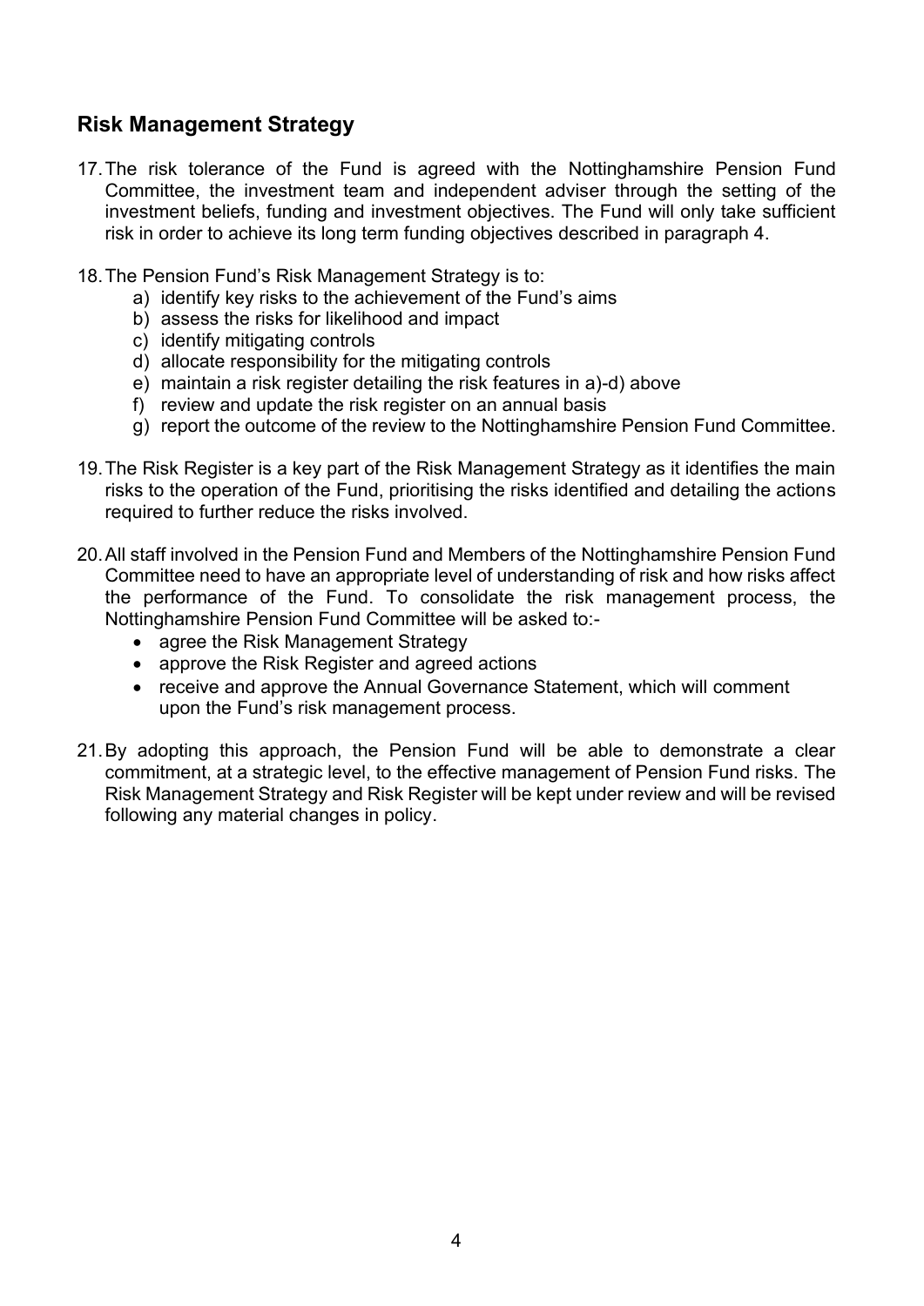## Risk Management Strategy

17. The risk tolerance of the Fund is agreed with the Nottinghamshire Pension Fund Committee, the investment team and independent adviser through the setting of the investment beliefs, funding and investment objectives. The Fund will only take sufficient risk in order to achieve its long term funding objectives described in paragraph 4.

18. The Pension Fund's Risk Management Strategy is to:
    a) identify key risks to the achievement of the Fund's aims
    b) assess the risks for likelihood and impact
    c) identify mitigating controls
    d) allocate responsibility for the mitigating controls
    e) maintain a risk register detailing the risk features in a)-d) above
    f) review and update the risk register on an annual basis
    g) report the outcome of the review to the Nottinghamshire Pension Fund Committee.

19. The Risk Register is a key part of the Risk Management Strategy as it identifies the main risks to the operation of the Fund, prioritising the risks identified and detailing the actions required to further reduce the risks involved.

20. All staff involved in the Pension Fund and Members of the Nottinghamshire Pension Fund Committee need to have an appropriate level of understanding of risk and how risks affect the performance of the Fund. To consolidate the risk management process, the Nottinghamshire Pension Fund Committee will be asked to:-
    - agree the Risk Management Strategy
    - approve the Risk Register and agreed actions
    - receive and approve the Annual Governance Statement, which will comment upon the Fund's risk management process.

21. By adopting this approach, the Pension Fund will be able to demonstrate a clear commitment, at a strategic level, to the effective management of Pension Fund risks. The Risk Management Strategy and Risk Register will be kept under review and will be revised following any material changes in policy.